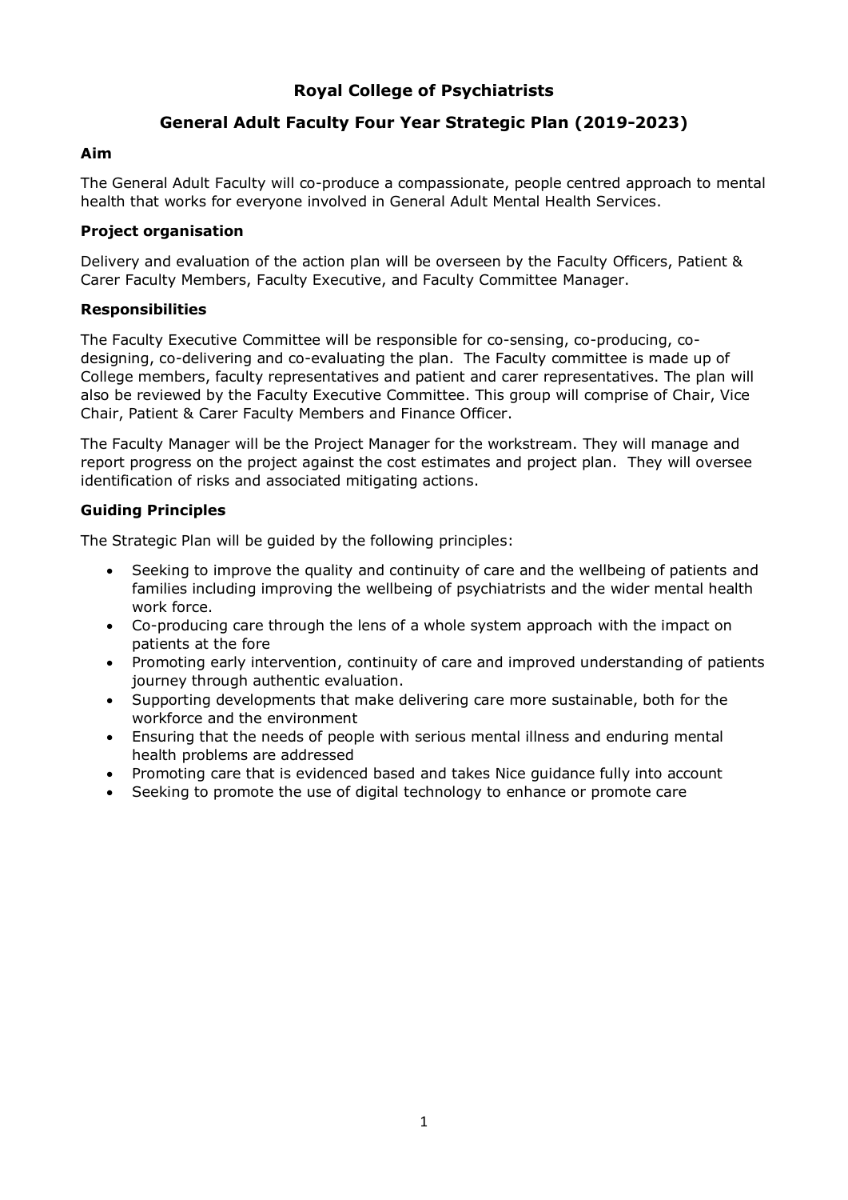# Royal College of Psychiatrists

## General Adult Faculty Four Year Strategic Plan (2019-2023)

### Aim

The General Adult Faculty will co-produce a compassionate, people centred approach to mental health that works for everyone involved in General Adult Mental Health Services.

### Project organisation

Delivery and evaluation of the action plan will be overseen by the Faculty Officers, Patient & Carer Faculty Members, Faculty Executive, and Faculty Committee Manager.

### Responsibilities

The Faculty Executive Committee will be responsible for co-sensing, co-producing, co-designing, co-delivering and co-evaluating the plan. The Faculty committee is made up of College members, faculty representatives and patient and carer representatives. The plan will also be reviewed by the Faculty Executive Committee. This group will comprise of Chair, Vice Chair, Patient & Carer Faculty Members and Finance Officer.

The Faculty Manager will be the Project Manager for the workstream. They will manage and report progress on the project against the cost estimates and project plan. They will oversee identification of risks and associated mitigating actions.

### Guiding Principles

The Strategic Plan will be guided by the following principles:

- Seeking to improve the quality and continuity of care and the wellbeing of patients and families including improving the wellbeing of psychiatrists and the wider mental health work force.
- Co-producing care through the lens of a whole system approach with the impact on patients at the fore
- Promoting early intervention, continuity of care and improved understanding of patients journey through authentic evaluation.
- Supporting developments that make delivering care more sustainable, both for the workforce and the environment
- Ensuring that the needs of people with serious mental illness and enduring mental health problems are addressed
- Promoting care that is evidenced based and takes Nice guidance fully into account
- Seeking to promote the use of digital technology to enhance or promote care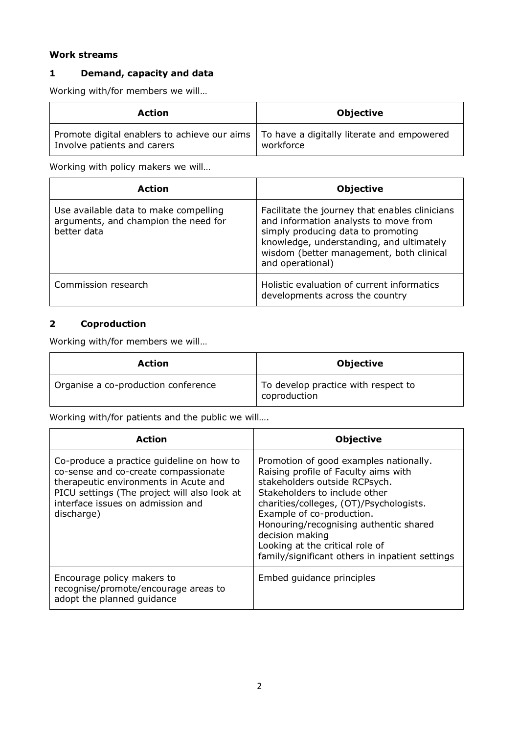**Work streams**

## 1 Demand, capacity and data

Working with/for members we will…

| Action | Objective |
| --- | --- |
| Promote digital enablers to achieve our aims<br>Involve patients and carers | To have a digitally literate and empowered workforce |

Working with policy makers we will…

| Action | Objective |
| --- | --- |
| Use available data to make compelling arguments, and champion the need for better data | Facilitate the journey that enables clinicians and information analysts to move from simply producing data to promoting knowledge, understanding, and ultimately wisdom (better management, both clinical and operational) |
| Commission research | Holistic evaluation of current informatics developments across the country |

## 2 Coproduction

Working with/for members we will…

| Action | Objective |
| --- | --- |
| Organise a co-production conference | To develop practice with respect to coproduction |

Working with/for patients and the public we will….

| Action | Objective |
| --- | --- |
| Co-produce a practice guideline on how to co-sense and co-create compassionate therapeutic environments in Acute and PICU settings (The project will also look at interface issues on admission and discharge) | Promotion of good examples nationally.<br>Raising profile of Faculty aims with stakeholders outside RCPsych.<br>Stakeholders to include other charities/colleges, (OT)/Psychologists.<br>Example of co-production.<br>Honouring/recognising authentic shared decision making<br>Looking at the critical role of family/significant others in inpatient settings |
| Encourage policy makers to recognise/promote/encourage areas to adopt the planned guidance | Embed guidance principles |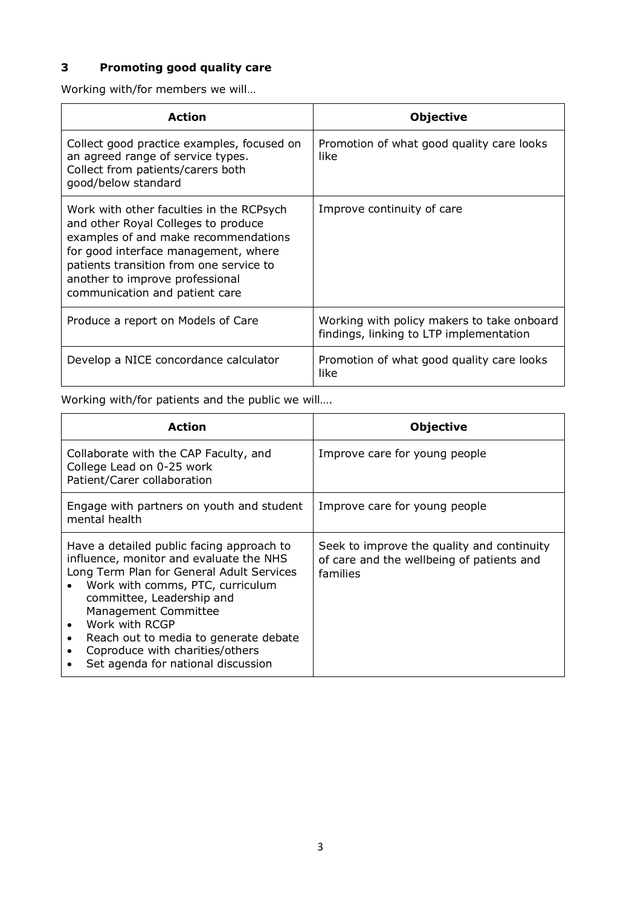## 3 Promoting good quality care

Working with/for members we will…

| Action | Objective |
|---|---|
| Collect good practice examples, focused on an agreed range of service types.<br>Collect from patients/carers both good/below standard | Promotion of what good quality care looks like |
| Work with other faculties in the RCPsych and other Royal Colleges to produce examples of and make recommendations for good interface management, where patients transition from one service to another to improve professional communication and patient care | Improve continuity of care |
| Produce a report on Models of Care | Working with policy makers to take onboard findings, linking to LTP implementation |
| Develop a NICE concordance calculator | Promotion of what good quality care looks like |

Working with/for patients and the public we will….

| Action | Objective |
|---|---|
| Collaborate with the CAP Faculty, and College Lead on 0-25 work<br>Patient/Carer collaboration | Improve care for young people |
| Engage with partners on youth and student mental health | Improve care for young people |
| Have a detailed public facing approach to influence, monitor and evaluate the NHS Long Term Plan for General Adult Services<br>• Work with comms, PTC, curriculum committee, Leadership and Management Committee<br>• Work with RCGP<br>• Reach out to media to generate debate<br>• Coproduce with charities/others<br>• Set agenda for national discussion | Seek to improve the quality and continuity of care and the wellbeing of patients and families |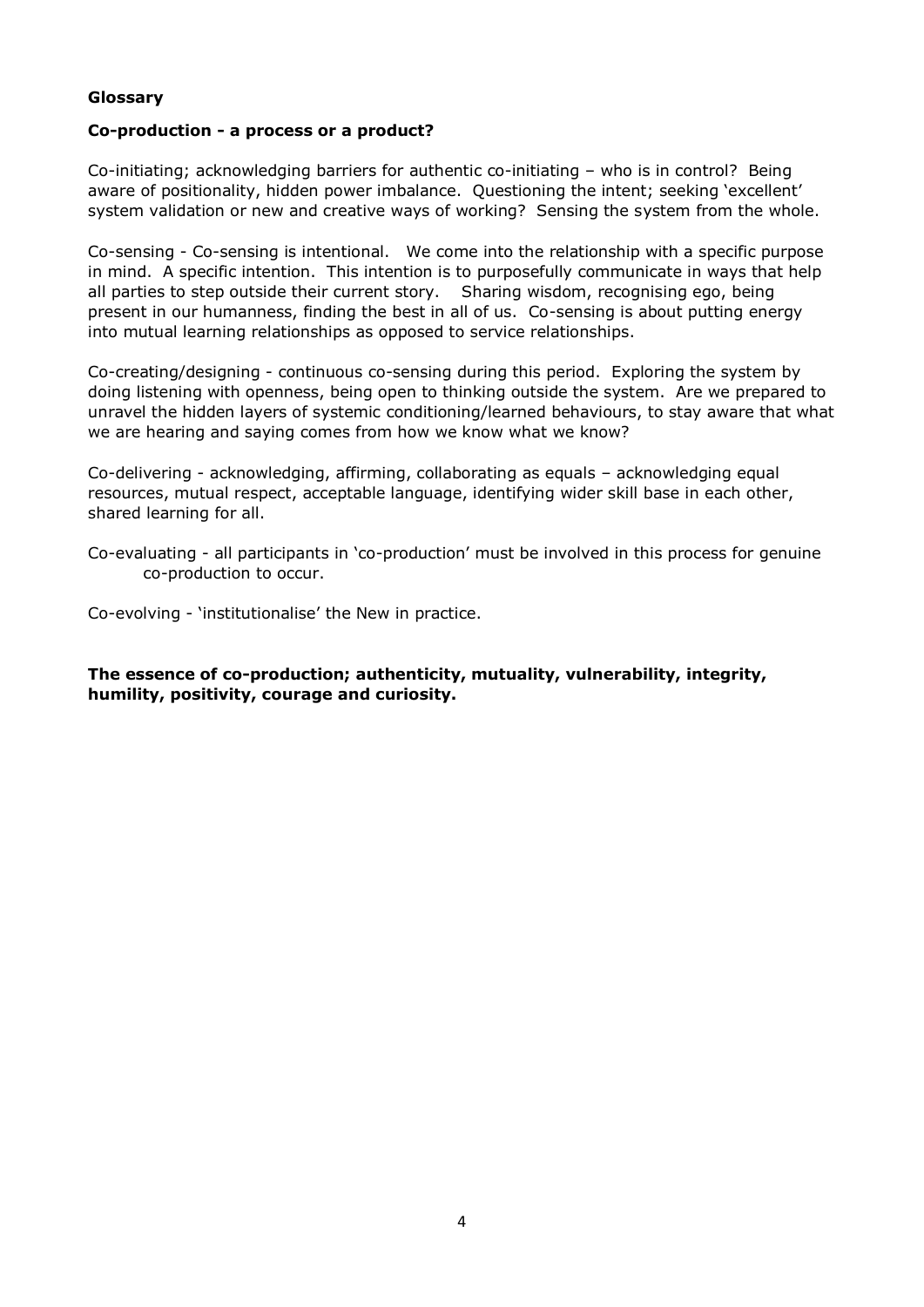**Glossary**

**Co-production - a process or a product?**

Co-initiating; acknowledging barriers for authentic co-initiating – who is in control? Being aware of positionality, hidden power imbalance. Questioning the intent; seeking 'excellent' system validation or new and creative ways of working? Sensing the system from the whole.

Co-sensing - Co-sensing is intentional. We come into the relationship with a specific purpose in mind. A specific intention. This intention is to purposefully communicate in ways that help all parties to step outside their current story. Sharing wisdom, recognising ego, being present in our humanness, finding the best in all of us. Co-sensing is about putting energy into mutual learning relationships as opposed to service relationships.

Co-creating/designing - continuous co-sensing during this period. Exploring the system by doing listening with openness, being open to thinking outside the system. Are we prepared to unravel the hidden layers of systemic conditioning/learned behaviours, to stay aware that what we are hearing and saying comes from how we know what we know?

Co-delivering - acknowledging, affirming, collaborating as equals – acknowledging equal resources, mutual respect, acceptable language, identifying wider skill base in each other, shared learning for all.

Co-evaluating - all participants in 'co-production' must be involved in this process for genuine co-production to occur.

Co-evolving - 'institutionalise' the New in practice.

**The essence of co-production; authenticity, mutuality, vulnerability, integrity, humility, positivity, courage and curiosity.**